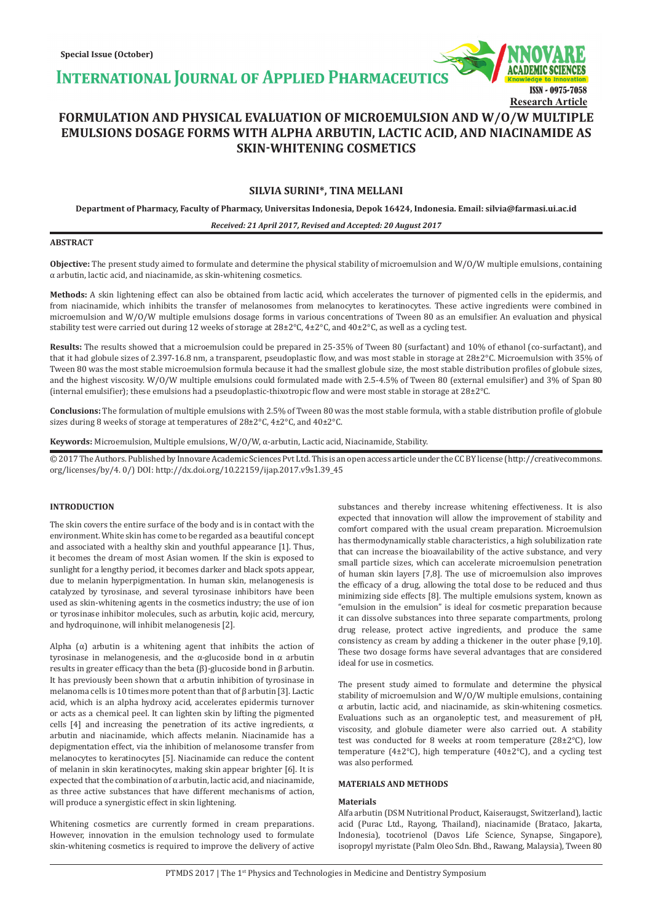Special Issue (October)

# INTERNATIONAL JOURNAL OF APPLIED PHARMACEUTICS

ISSN - 0975-7058

Research Article

# FORMULATION AND PHYSICAL EVALUATION OF MICROEMULSION AND W/O/W MULTIPLE EMULSIONS DOSAGE FORMS WITH ALPHA ARBUTIN, LACTIC ACID, AND NIACINAMIDE AS SKIN-WHITENING COSMETICS

**SILVIA SURINI*, TINA MELLANI**

**Department of Pharmacy, Faculty of Pharmacy, Universitas Indonesia, Depok 16424, Indonesia. Email: silvia@farmasi.ui.ac.id**

*Received: 21 April 2017, Revised and Accepted: 20 August 2017*

## ABSTRACT

**Objective:** The present study aimed to formulate and determine the physical stability of microemulsion and W/O/W multiple emulsions, containing α arbutin, lactic acid, and niacinamide, as skin-whitening cosmetics.

**Methods:** A skin lightening effect can also be obtained from lactic acid, which accelerates the turnover of pigmented cells in the epidermis, and from niacinamide, which inhibits the transfer of melanosomes from melanocytes to keratinocytes. These active ingredients were combined in microemulsion and W/O/W multiple emulsions dosage forms in various concentrations of Tween 80 as an emulsifier. An evaluation and physical stability test were carried out during 12 weeks of storage at 28±2°C, 4±2°C, and 40±2°C, as well as a cycling test.

**Results:** The results showed that a microemulsion could be prepared in 25-35% of Tween 80 (surfactant) and 10% of ethanol (co-surfactant), and that it had globule sizes of 2.397-16.8 nm, a transparent, pseudoplastic flow, and was most stable in storage at 28±2°C. Microemulsion with 35% of Tween 80 was the most stable microemulsion formula because it had the smallest globule size, the most stable distribution profiles of globule sizes, and the highest viscosity. W/O/W multiple emulsions could formulated made with 2.5-4.5% of Tween 80 (external emulsifier) and 3% of Span 80 (internal emulsifier); these emulsions had a pseudoplastic-thixotropic flow and were most stable in storage at 28±2°C.

**Conclusions:** The formulation of multiple emulsions with 2.5% of Tween 80 was the most stable formula, with a stable distribution profile of globule sizes during 8 weeks of storage at temperatures of 28±2°C, 4±2°C, and 40±2°C.

**Keywords:** Microemulsion, Multiple emulsions, W/O/W, α-arbutin, Lactic acid, Niacinamide, Stability.

© 2017 The Authors. Published by Innovare Academic Sciences Pvt Ltd. This is an open access article under the CC BY license (http://creativecommons.org/licenses/by/4. 0/) DOI: http://dx.doi.org/10.22159/ijap.2017.v9s1.39_45

## INTRODUCTION

The skin covers the entire surface of the body and is in contact with the environment. White skin has come to be regarded as a beautiful concept and associated with a healthy skin and youthful appearance [1]. Thus, it becomes the dream of most Asian women. If the skin is exposed to sunlight for a lengthy period, it becomes darker and black spots appear, due to melanin hyperpigmentation. In human skin, melanogenesis is catalyzed by tyrosinase, and several tyrosinase inhibitors have been used as skin-whitening agents in the cosmetics industry; the use of ion or tyrosinase inhibitor molecules, such as arbutin, kojic acid, mercury, and hydroquinone, will inhibit melanogenesis [2].

Alpha (α) arbutin is a whitening agent that inhibits the action of tyrosinase in melanogenesis, and the α-glucoside bond in α arbutin results in greater efficacy than the beta (β)-glucoside bond in β arbutin. It has previously been shown that α arbutin inhibition of tyrosinase in melanoma cells is 10 times more potent than that of β arbutin [3]. Lactic acid, which is an alpha hydroxy acid, accelerates epidermis turnover or acts as a chemical peel. It can lighten skin by lifting the pigmented cells [4] and increasing the penetration of its active ingredients, α arbutin and niacinamide, which affects melanin. Niacinamide has a depigmentation effect, via the inhibition of melanosome transfer from melanocytes to keratinocytes [5]. Niacinamide can reduce the content of melanin in skin keratinocytes, making skin appear brighter [6]. It is expected that the combination of α arbutin, lactic acid, and niacinamide, as three active substances that have different mechanisms of action, will produce a synergistic effect in skin lightening.

Whitening cosmetics are currently formed in cream preparations. However, innovation in the emulsion technology used to formulate skin-whitening cosmetics is required to improve the delivery of active substances and thereby increase whitening effectiveness. It is also expected that innovation will allow the improvement of stability and comfort compared with the usual cream preparation. Microemulsion has thermodynamically stable characteristics, a high solubilization rate that can increase the bioavailability of the active substance, and very small particle sizes, which can accelerate microemulsion penetration of human skin layers [7,8]. The use of microemulsion also improves the efficacy of a drug, allowing the total dose to be reduced and thus minimizing side effects [8]. The multiple emulsions system, known as "emulsion in the emulsion" is ideal for cosmetic preparation because it can dissolve substances into three separate compartments, prolong drug release, protect active ingredients, and produce the same consistency as cream by adding a thickener in the outer phase [9,10]. These two dosage forms have several advantages that are considered ideal for use in cosmetics.

The present study aimed to formulate and determine the physical stability of microemulsion and W/O/W multiple emulsions, containing α arbutin, lactic acid, and niacinamide, as skin-whitening cosmetics. Evaluations such as an organoleptic test, and measurement of pH, viscosity, and globule diameter were also carried out. A stability test was conducted for 8 weeks at room temperature (28±2°C), low temperature (4±2°C), high temperature (40±2°C), and a cycling test was also performed.

## MATERIALS AND METHODS

### Materials

Alfa arbutin (DSM Nutritional Product, Kaiseraugst, Switzerland), lactic acid (Purac Ltd., Rayong, Thailand), niacinamide (Brataco, Jakarta, Indonesia), tocotrienol (Davos Life Science, Synapse, Singapore), isopropyl myristate (Palm Oleo Sdn. Bhd., Rawang, Malaysia), Tween 80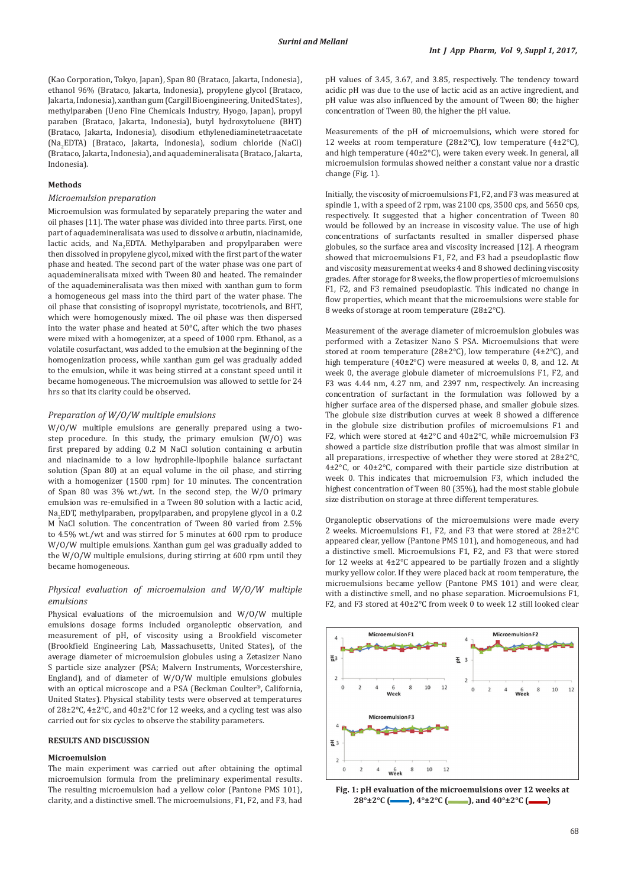(Kao Corporation, Tokyo, Japan), Span 80 (Brataco, Jakarta, Indonesia), ethanol 96% (Brataco, Jakarta, Indonesia), propylene glycol (Brataco, Jakarta, Indonesia), xanthan gum (Cargill Bioengineering, United States), methylparaben (Ueno Fine Chemicals Industry, Hyogo, Japan), propyl paraben (Brataco, Jakarta, Indonesia), butyl hydroxytoluene (BHT) (Brataco, Jakarta, Indonesia), disodium ethylenediaminetetraacetate ($Na_2EDTA$) (Brataco, Jakarta, Indonesia), sodium chloride (NaCl) (Brataco, Jakarta, Indonesia), and aquademineralisata (Brataco, Jakarta, Indonesia).

### Methods

#### *Microemulsion preparation*

Microemulsion was formulated by separately preparing the water and oil phases [11]. The water phase was divided into three parts. First, one part of aquademineralisata was used to dissolve α arbutin, niacinamide, lactic acids, and $Na_2EDTA$. Methylparaben and propylparaben were then dissolved in propylene glycol, mixed with the first part of the water phase and heated. The second part of the water phase was one part of aquademineralisata mixed with Tween 80 and heated. The remainder of the aquademineralisata was then mixed with xanthan gum to form a homogeneous gel mass into the third part of the water phase. The oil phase that consisting of isopropyl myristate, tocotrienols, and BHT, which were homogenously mixed. The oil phase was then dispersed into the water phase and heated at 50°C, after which the two phases were mixed with a homogenizer, at a speed of 1000 rpm. Ethanol, as a volatile cosurfactant, was added to the emulsion at the beginning of the homogenization process, while xanthan gum gel was gradually added to the emulsion, while it was being stirred at a constant speed until it became homogeneous. The microemulsion was allowed to settle for 24 hrs so that its clarity could be observed.

#### *Preparation of W/O/W multiple emulsions*

W/O/W multiple emulsions are generally prepared using a two-step procedure. In this study, the primary emulsion (W/O) was first prepared by adding 0.2 M NaCl solution containing α arbutin and niacinamide to a low hydrophile-lipophile balance surfactant solution (Span 80) at an equal volume in the oil phase, and stirring with a homogenizer (1500 rpm) for 10 minutes. The concentration of Span 80 was 3% wt./wt. In the second step, the W/O primary emulsion was re-emulsified in a Tween 80 solution with a lactic acid, $Na_2EDT$, methylparaben, propylparaben, and propylene glycol in a 0.2 M NaCl solution. The concentration of Tween 80 varied from 2.5% to 4.5% wt./wt and was stirred for 5 minutes at 600 rpm to produce W/O/W multiple emulsions. Xanthan gum gel was gradually added to the W/O/W multiple emulsions, during stirring at 600 rpm until they became homogeneous.

#### *Physical evaluation of microemulsion and W/O/W multiple emulsions*

Physical evaluations of the microemulsion and W/O/W multiple emulsions dosage forms included organoleptic observation, and measurement of pH, of viscosity using a Brookfield viscometer (Brookfield Engineering Lab, Massachusetts, United States), of the average diameter of microemulsion globules using a Zetasizer Nano S particle size analyzer (PSA; Malvern Instruments, Worcestershire, England), and of diameter of W/O/W multiple emulsions globules with an optical microscope and a PSA (Beckman Coulter®, California, United States). Physical stability tests were observed at temperatures of 28±2°C, 4±2°C, and 40±2°C for 12 weeks, and a cycling test was also carried out for six cycles to observe the stability parameters.

## RESULTS AND DISCUSSION

### Microemulsion

The main experiment was carried out after obtaining the optimal microemulsion formula from the preliminary experimental results. The resulting microemulsion had a yellow color (Pantone PMS 101), clarity, and a distinctive smell. The microemulsions, F1, F2, and F3, had pH values of 3.45, 3.67, and 3.85, respectively. The tendency toward acidic pH was due to the use of lactic acid as an active ingredient, and pH value was also influenced by the amount of Tween 80; the higher concentration of Tween 80, the higher the pH value.

Measurements of the pH of microemulsions, which were stored for 12 weeks at room temperature (28±2°C), low temperature (4±2°C), and high temperature (40±2°C), were taken every week. In general, all microemulsion formulas showed neither a constant value nor a drastic change (Fig. 1).

Initially, the viscosity of microemulsions F1, F2, and F3 was measured at spindle 1, with a speed of 2 rpm, was 2100 cps, 3500 cps, and 5650 cps, respectively. It suggested that a higher concentration of Tween 80 would be followed by an increase in viscosity value. The use of high concentrations of surfactants resulted in smaller dispersed phase globules, so the surface area and viscosity increased [12]. A rheogram showed that microemulsions F1, F2, and F3 had a pseudoplastic flow and viscosity measurement at weeks 4 and 8 showed declining viscosity grades. After storage for 8 weeks, the flow properties of microemulsions F1, F2, and F3 remained pseudoplastic. This indicated no change in flow properties, which meant that the microemulsions were stable for 8 weeks of storage at room temperature (28±2°C).

Measurement of the average diameter of microemulsion globules was performed with a Zetasizer Nano S PSA. Microemulsions that were stored at room temperature (28±2°C), low temperature (4±2°C), and high temperature (40±2°C) were measured at weeks 0, 8, and 12. At week 0, the average globule diameter of microemulsions F1, F2, and F3 was 4.44 nm, 4.27 nm, and 2397 nm, respectively. An increasing concentration of surfactant in the formulation was followed by a higher surface area of the dispersed phase, and smaller globule sizes. The globule size distribution curves at week 8 showed a difference in the globule size distribution profiles of microemulsions F1 and F2, which were stored at 4±2°C and 40±2°C, while microemulsion F3 showed a particle size distribution profile that was almost similar in all preparations, irrespective of whether they were stored at 28±2°C, 4±2°C, or 40±2°C, compared with their particle size distribution at week 0. This indicates that microemulsion F3, which included the highest concentration of Tween 80 (35%), had the most stable globule size distribution on storage at three different temperatures.

Organoleptic observations of the microemulsions were made every 2 weeks. Microemulsions F1, F2, and F3 that were stored at 28±2°C appeared clear, yellow (Pantone PMS 101), and homogeneous, and had a distinctive smell. Microemulsions F1, F2, and F3 that were stored for 12 weeks at 4±2°C appeared to be partially frozen and a slightly murky yellow color. If they were placed back at room temperature, the microemulsions became yellow (Pantone PMS 101) and were clear, with a distinctive smell, and no phase separation. Microemulsions F1, F2, and F3 stored at 40±2°C from week 0 to week 12 still looked clear

**Fig. 1: pH evaluation of the microemulsions over 12 weeks at 28°±2°C (blue), 4°±2°C (green), and 40°±2°C (red)**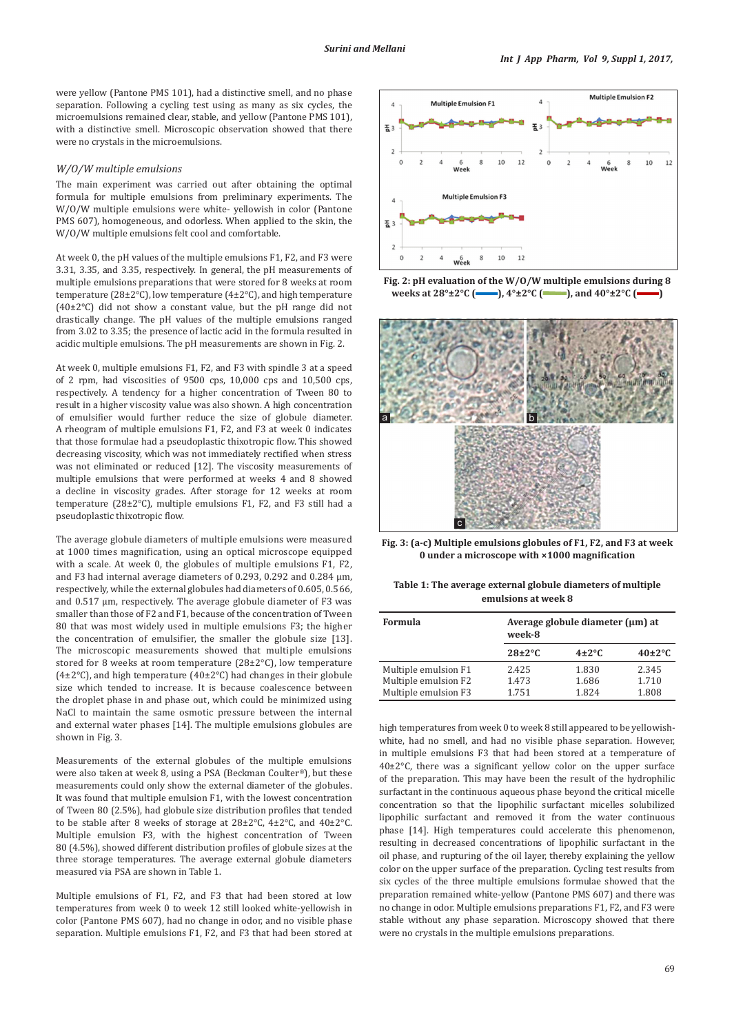were yellow (Pantone PMS 101), had a distinctive smell, and no phase separation. Following a cycling test using as many as six cycles, the microemulsions remained clear, stable, and yellow (Pantone PMS 101), with a distinctive smell. Microscopic observation showed that there were no crystals in the microemulsions.

### *W/O/W multiple emulsions*

The main experiment was carried out after obtaining the optimal formula for multiple emulsions from preliminary experiments. The W/O/W multiple emulsions were white- yellowish in color (Pantone PMS 607), homogeneous, and odorless. When applied to the skin, the W/O/W multiple emulsions felt cool and comfortable.

At week 0, the pH values of the multiple emulsions F1, F2, and F3 were 3.31, 3.35, and 3.35, respectively. In general, the pH measurements of multiple emulsions preparations that were stored for 8 weeks at room temperature (28±2°C), low temperature (4±2°C), and high temperature (40±2°C) did not show a constant value, but the pH range did not drastically change. The pH values of the multiple emulsions ranged from 3.02 to 3.35; the presence of lactic acid in the formula resulted in acidic multiple emulsions. The pH measurements are shown in Fig. 2.

At week 0, multiple emulsions F1, F2, and F3 with spindle 3 at a speed of 2 rpm, had viscosities of 9500 cps, 10,000 cps and 10,500 cps, respectively. A tendency for a higher concentration of Tween 80 to result in a higher viscosity value was also shown. A high concentration of emulsifier would further reduce the size of globule diameter. A rheogram of multiple emulsions F1, F2, and F3 at week 0 indicates that those formulae had a pseudoplastic thixotropic flow. This showed decreasing viscosity, which was not immediately rectified when stress was not eliminated or reduced [12]. The viscosity measurements of multiple emulsions that were performed at weeks 4 and 8 showed a decline in viscosity grades. After storage for 12 weeks at room temperature (28±2°C), multiple emulsions F1, F2, and F3 still had a pseudoplastic thixotropic flow.

The average globule diameters of multiple emulsions were measured at 1000 times magnification, using an optical microscope equipped with a scale. At week 0, the globules of multiple emulsions F1, F2, and F3 had internal average diameters of 0.293, 0.292 and 0.284 μm, respectively, while the external globules had diameters of 0.605, 0.566, and 0.517 μm, respectively. The average globule diameter of F3 was smaller than those of F2 and F1, because of the concentration of Tween 80 that was most widely used in multiple emulsions F3; the higher the concentration of emulsifier, the smaller the globule size [13]. The microscopic measurements showed that multiple emulsions stored for 8 weeks at room temperature (28±2°C), low temperature (4±2°C), and high temperature (40±2°C) had changes in their globule size which tended to increase. It is because coalescence between the droplet phase in and phase out, which could be minimized using NaCl to maintain the same osmotic pressure between the internal and external water phases [14]. The multiple emulsions globules are shown in Fig. 3.

Measurements of the external globules of the multiple emulsions were also taken at week 8, using a PSA (Beckman Coulter®), but these measurements could only show the external diameter of the globules. It was found that multiple emulsion F1, with the lowest concentration of Tween 80 (2.5%), had globule size distribution profiles that tended to be stable after 8 weeks of storage at 28±2°C, 4±2°C, and 40±2°C. Multiple emulsion F3, with the highest concentration of Tween 80 (4.5%), showed different distribution profiles of globule sizes at the three storage temperatures. The average external globule diameters measured via PSA are shown in Table 1.

Multiple emulsions of F1, F2, and F3 that had been stored at low temperatures from week 0 to week 12 still looked white-yellowish in color (Pantone PMS 607), had no change in odor, and no visible phase separation. Multiple emulsions F1, F2, and F3 that had been stored at high temperatures from week 0 to week 8 still appeared to be yellowish-white, had no smell, and had no visible phase separation. However, in multiple emulsions F3 that had been stored at a temperature of 40±2°C, there was a significant yellow color on the upper surface of the preparation. This may have been the result of the hydrophilic surfactant in the continuous aqueous phase beyond the critical micelle concentration so that the lipophilic surfactant micelles solubilized lipophilic surfactant and removed it from the water continuous phase [14]. High temperatures could accelerate this phenomenon, resulting in decreased concentrations of lipophilic surfactant in the oil phase, and rupturing of the oil layer, thereby explaining the yellow color on the upper surface of the preparation. Cycling test results from six cycles of the three multiple emulsions formulae showed that the preparation remained white-yellow (Pantone PMS 607) and there was no change in odor. Multiple emulsions preparations F1, F2, and F3 were stable without any phase separation. Microscopy showed that there were no crystals in the multiple emulsions preparations.

Multiple Emulsion F1
Multiple Emulsion F2
Multiple Emulsion F3
pH
Week
4
3
2
0 2 4 6 8 10 12

**Fig. 2: pH evaluation of the W/O/W multiple emulsions during 8 weeks at 28°±2°C (blue), 4°±2°C (green), and 40°±2°C (red)**

a
b
c

**Fig. 3: (a-c) Multiple emulsions globules of F1, F2, and F3 at week 0 under a microscope with ×1000 magnification**

**Table 1: The average external globule diameters of multiple emulsions at week 8**

| Formula | Average globule diameter (μm) at week-8 | | |
|---|---|---|---|
| | 28±2°C | 4±2°C | 40±2°C |
| Multiple emulsion F1 | 2.425 | 1.830 | 2.345 |
| Multiple emulsion F2 | 1.473 | 1.686 | 1.710 |
| Multiple emulsion F3 | 1.751 | 1.824 | 1.808 |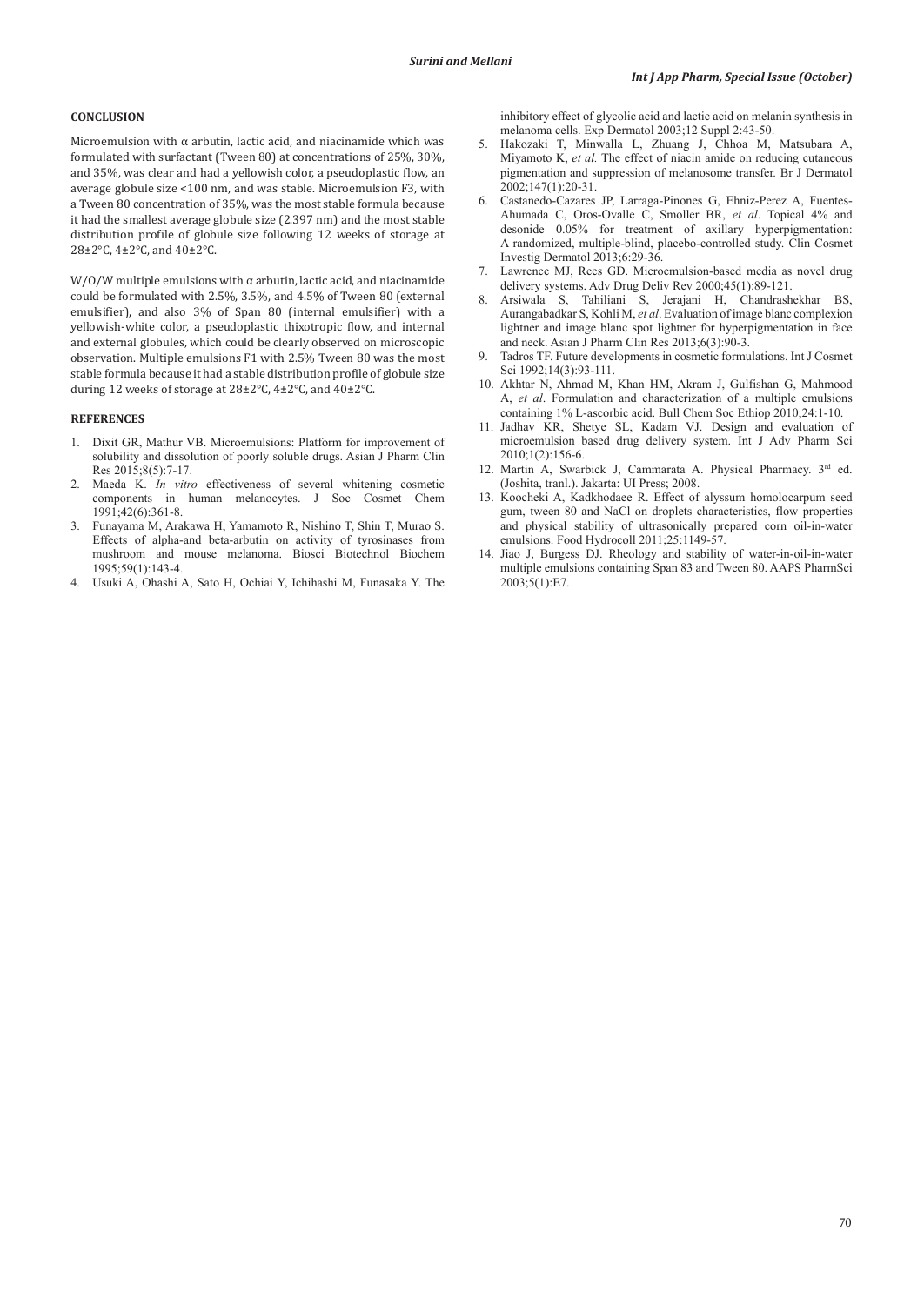## CONCLUSION

Microemulsion with α arbutin, lactic acid, and niacinamide which was formulated with surfactant (Tween 80) at concentrations of 25%, 30%, and 35%, was clear and had a yellowish color, a pseudoplastic flow, an average globule size <100 nm, and was stable. Microemulsion F3, with a Tween 80 concentration of 35%, was the most stable formula because it had the smallest average globule size (2.397 nm) and the most stable distribution profile of globule size following 12 weeks of storage at 28±2°C, 4±2°C, and 40±2°C.

W/O/W multiple emulsions with α arbutin, lactic acid, and niacinamide could be formulated with 2.5%, 3.5%, and 4.5% of Tween 80 (external emulsifier), and also 3% of Span 80 (internal emulsifier) with a yellowish-white color, a pseudoplastic thixotropic flow, and internal and external globules, which could be clearly observed on microscopic observation. Multiple emulsions F1 with 2.5% Tween 80 was the most stable formula because it had a stable distribution profile of globule size during 12 weeks of storage at 28±2°C, 4±2°C, and 40±2°C.

## REFERENCES

1. Dixit GR, Mathur VB. Microemulsions: Platform for improvement of solubility and dissolution of poorly soluble drugs. Asian J Pharm Clin Res 2015;8(5):7-17.
2. Maeda K. *In vitro* effectiveness of several whitening cosmetic components in human melanocytes. J Soc Cosmet Chem 1991;42(6):361-8.
3. Funayama M, Arakawa H, Yamamoto R, Nishino T, Shin T, Murao S. Effects of alpha-and beta-arbutin on activity of tyrosinases from mushroom and mouse melanoma. Biosci Biotechnol Biochem 1995;59(1):143-4.
4. Usuki A, Ohashi A, Sato H, Ochiai Y, Ichihashi M, Funasaka Y. The inhibitory effect of glycolic acid and lactic acid on melanin synthesis in melanoma cells. Exp Dermatol 2003;12 Suppl 2:43-50.
5. Hakozaki T, Minwalla L, Zhuang J, Chhoa M, Matsubara A, Miyamoto K, *et al.* The effect of niacin amide on reducing cutaneous pigmentation and suppression of melanosome transfer. Br J Dermatol 2002;147(1):20-31.
6. Castanedo-Cazares JP, Larraga-Pinones G, Ehniz-Perez A, Fuentes-Ahumada C, Oros-Ovalle C, Smoller BR, *et al*. Topical 4% and desonide 0.05% for treatment of axillary hyperpigmentation: A randomized, multiple-blind, placebo-controlled study. Clin Cosmet Investig Dermatol 2013;6:29-36.
7. Lawrence MJ, Rees GD. Microemulsion-based media as novel drug delivery systems. Adv Drug Deliv Rev 2000;45(1):89-121.
8. Arsiwala S, Tahiliani S, Jerajani H, Chandrashekhar BS, Aurangabadkar S, Kohli M, *et al*. Evaluation of image blanc complexion lightner and image blanc spot lightner for hyperpigmentation in face and neck. Asian J Pharm Clin Res 2013;6(3):90-3.
9. Tadros TF. Future developments in cosmetic formulations. Int J Cosmet Sci 1992;14(3):93-111.
10. Akhtar N, Ahmad M, Khan HM, Akram J, Gulfishan G, Mahmood A, *et al*. Formulation and characterization of a multiple emulsions containing 1% L-ascorbic acid. Bull Chem Soc Ethiop 2010;24:1-10.
11. Jadhav KR, Shetye SL, Kadam VJ. Design and evaluation of microemulsion based drug delivery system. Int J Adv Pharm Sci 2010;1(2):156-6.
12. Martin A, Swarbick J, Cammarata A. Physical Pharmacy. 3rd ed. (Joshita, tranl.). Jakarta: UI Press; 2008.
13. Koocheki A, Kadkhodaee R. Effect of alyssum homolocarpum seed gum, tween 80 and NaCl on droplets characteristics, flow properties and physical stability of ultrasonically prepared corn oil-in-water emulsions. Food Hydrocoll 2011;25:1149-57.
14. Jiao J, Burgess DJ. Rheology and stability of water-in-oil-in-water multiple emulsions containing Span 83 and Tween 80. AAPS PharmSci 2003;5(1):E7.